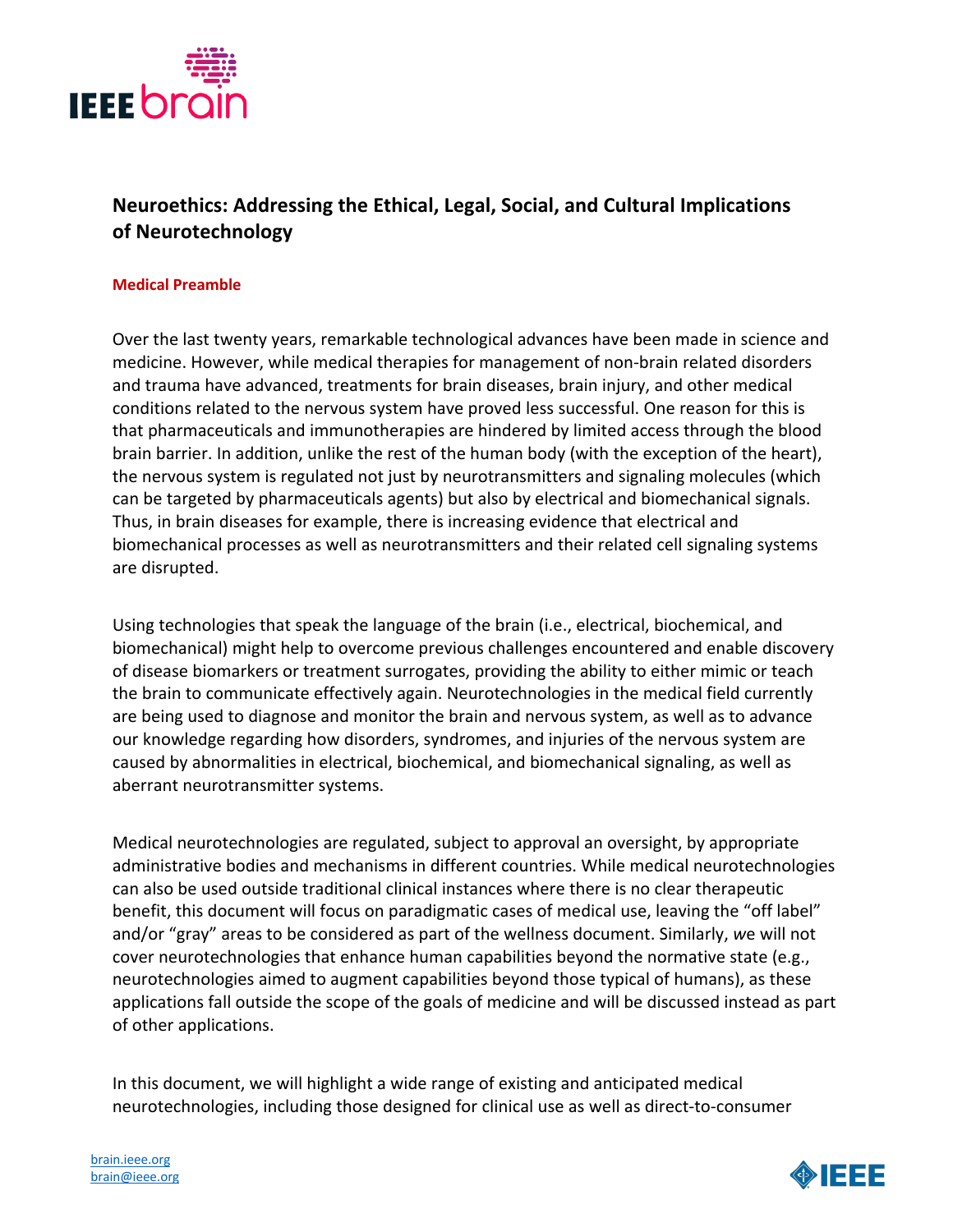# Neuroethics: Addressing the Ethical, Legal, Social, and Cultural Implications of Neurotechnology

## Medical Preamble

Over the last twenty years, remarkable technological advances have been made in science and medicine. However, while medical therapies for management of non-brain related disorders and trauma have advanced, treatments for brain diseases, brain injury, and other medical conditions related to the nervous system have proved less successful. One reason for this is that pharmaceuticals and immunotherapies are hindered by limited access through the blood brain barrier. In addition, unlike the rest of the human body (with the exception of the heart), the nervous system is regulated not just by neurotransmitters and signaling molecules (which can be targeted by pharmaceuticals agents) but also by electrical and biomechanical signals. Thus, in brain diseases for example, there is increasing evidence that electrical and biomechanical processes as well as neurotransmitters and their related cell signaling systems are disrupted.

Using technologies that speak the language of the brain (i.e., electrical, biochemical, and biomechanical) might help to overcome previous challenges encountered and enable discovery of disease biomarkers or treatment surrogates, providing the ability to either mimic or teach the brain to communicate effectively again. Neurotechnologies in the medical field currently are being used to diagnose and monitor the brain and nervous system, as well as to advance our knowledge regarding how disorders, syndromes, and injuries of the nervous system are caused by abnormalities in electrical, biochemical, and biomechanical signaling, as well as aberrant neurotransmitter systems.

Medical neurotechnologies are regulated, subject to approval an oversight, by appropriate administrative bodies and mechanisms in different countries. While medical neurotechnologies can also be used outside traditional clinical instances where there is no clear therapeutic benefit, this document will focus on paradigmatic cases of medical use, leaving the "off label" and/or "gray" areas to be considered as part of the wellness document. Similarly, *w*e will not cover neurotechnologies that enhance human capabilities beyond the normative state (e.g., neurotechnologies aimed to augment capabilities beyond those typical of humans), as these applications fall outside the scope of the goals of medicine and will be discussed instead as part of other applications.

In this document, we will highlight a wide range of existing and anticipated medical neurotechnologies, including those designed for clinical use as well as direct-to-consumer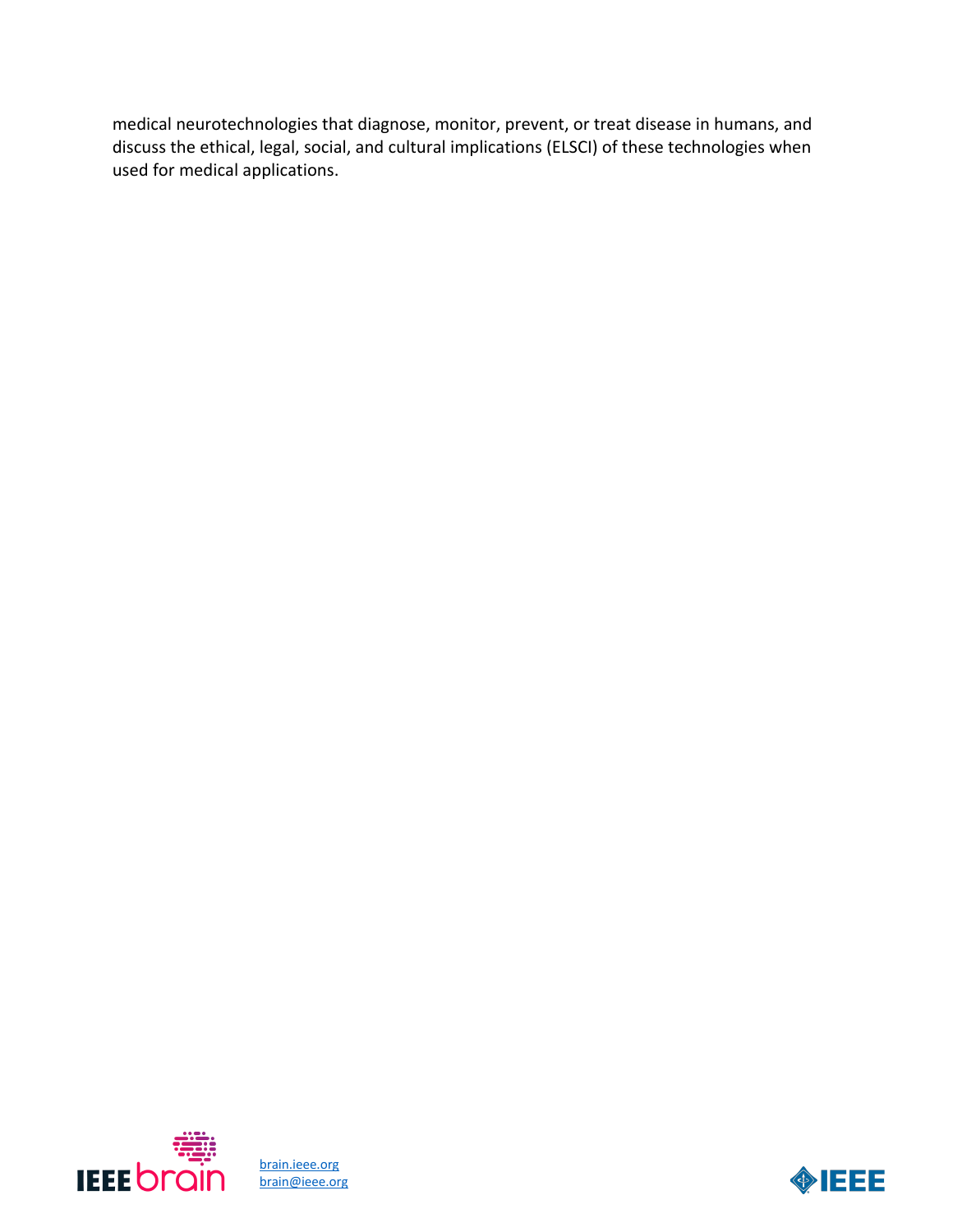medical neurotechnologies that diagnose, monitor, prevent, or treat disease in humans, and discuss the ethical, legal, social, and cultural implications (ELSCI) of these technologies when used for medical applications.